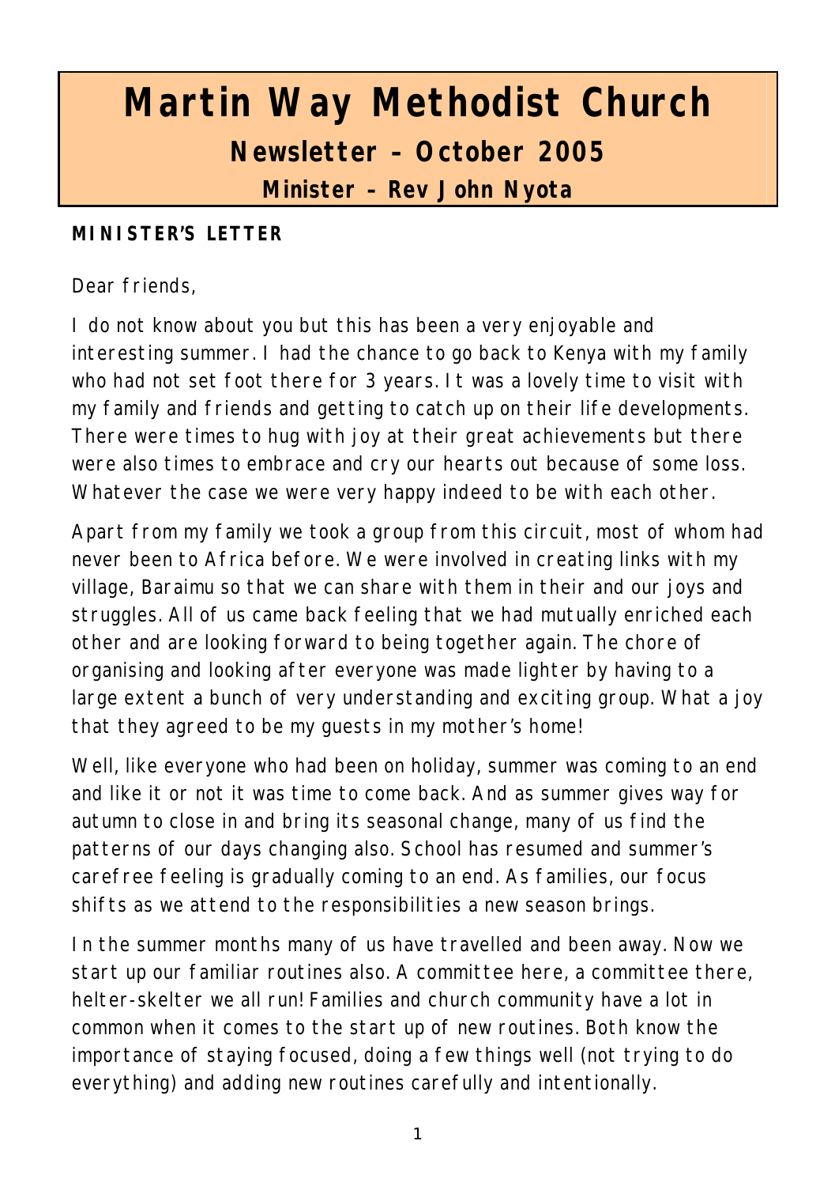# Martin Way Methodist Church

## Newsletter – October 2005

### Minister – Rev John Nyota

**MINISTER'S LETTER**

Dear friends,

I do not know about you but this has been a very enjoyable and interesting summer. I had the chance to go back to Kenya with my family who had not set foot there for 3 years. It was a lovely time to visit with my family and friends and getting to catch up on their life developments. There were times to hug with joy at their great achievements but there were also times to embrace and cry our hearts out because of some loss. Whatever the case we were very happy indeed to be with each other.

Apart from my family we took a group from this circuit, most of whom had never been to Africa before. We were involved in creating links with my village, Baraimu so that we can share with them in their and our joys and struggles. All of us came back feeling that we had mutually enriched each other and are looking forward to being together again. The chore of organising and looking after everyone was made lighter by having to a large extent a bunch of very understanding and exciting group. What a joy that they agreed to be my guests in my mother's home!

Well, like everyone who had been on holiday, summer was coming to an end and like it or not it was time to come back. And as summer gives way for autumn to close in and bring its seasonal change, many of us find the patterns of our days changing also. School has resumed and summer's carefree feeling is gradually coming to an end. As families, our focus shifts as we attend to the responsibilities a new season brings.

In the summer months many of us have travelled and been away. Now we start up our familiar routines also. A committee here, a committee there, helter-skelter we all run! Families and church community have a lot in common when it comes to the start up of new routines. Both know the importance of staying focused, doing a few things well (not trying to do everything) and adding new routines carefully and intentionally.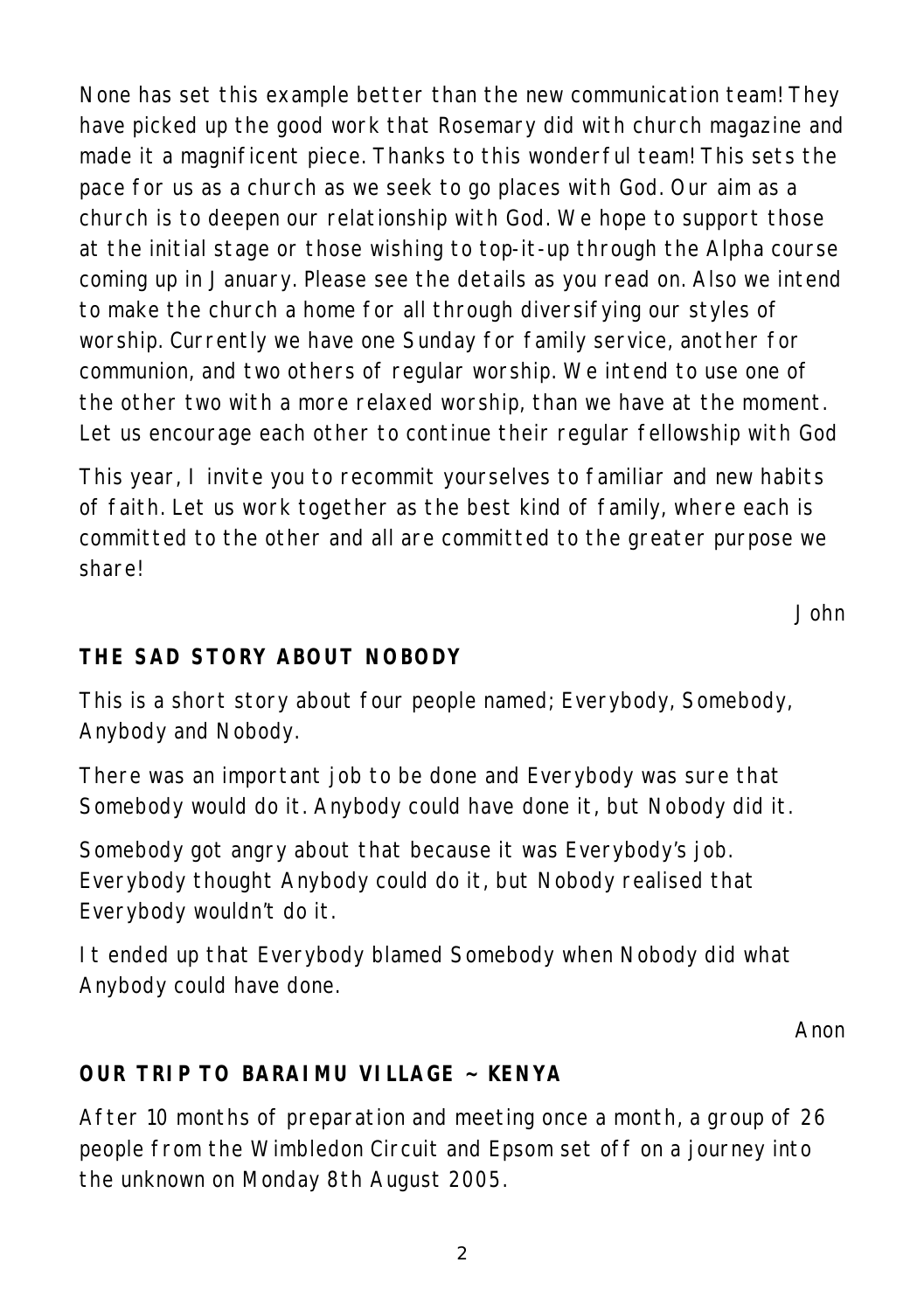None has set this example better than the new communication team! They have picked up the good work that Rosemary did with church magazine and made it a magnificent piece. Thanks to this wonderful team! This sets the pace for us as a church as we seek to go places with God. Our aim as a church is to deepen our relationship with God. We hope to support those at the initial stage or those wishing to top-it-up through the Alpha course coming up in January. Please see the details as you read on. Also we intend to make the church a home for all through diversifying our styles of worship. Currently we have one Sunday for family service, another for communion, and two others of regular worship. We intend to use one of the other two with a more relaxed worship, than we have at the moment. Let us encourage each other to continue their regular fellowship with God

This year, I invite you to recommit yourselves to familiar and new habits of faith. Let us work together as the best kind of family, where each is committed to the other and all are committed to the greater purpose we share!

John

## THE SAD STORY ABOUT NOBODY

This is a short story about four people named; Everybody, Somebody, Anybody and Nobody.

There was an important job to be done and Everybody was sure that Somebody would do it. Anybody could have done it, but Nobody did it.

Somebody got angry about that because it was Everybody's job. Everybody thought Anybody could do it, but Nobody realised that Everybody wouldn't do it.

It ended up that Everybody blamed Somebody when Nobody did what Anybody could have done.

Anon

## OUR TRIP TO BARAIMU VILLAGE ~ KENYA

After 10 months of preparation and meeting once a month, a group of 26 people from the Wimbledon Circuit and Epsom set off on a journey into the unknown on Monday 8th August 2005.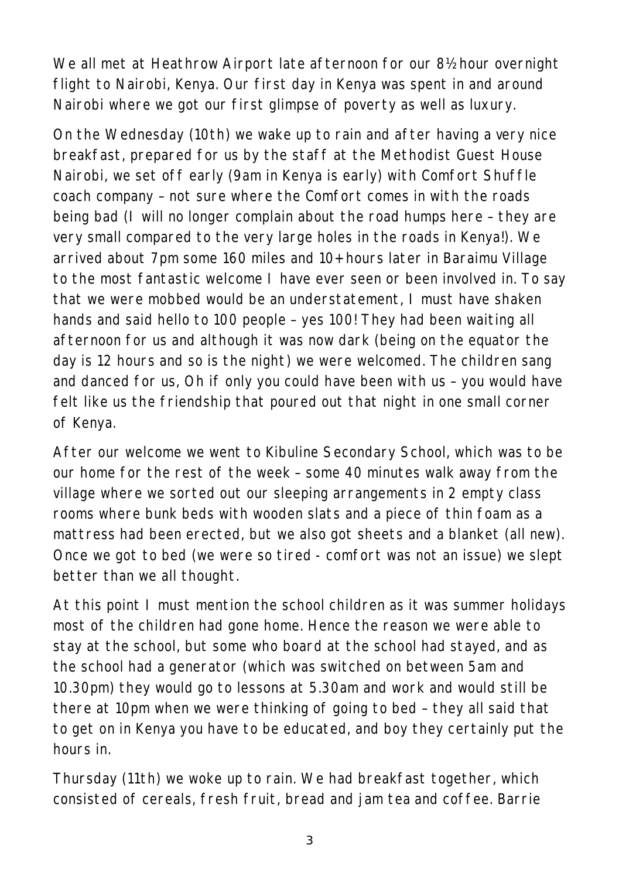We all met at Heathrow Airport late afternoon for our 8½ hour overnight flight to Nairobi, Kenya. Our first day in Kenya was spent in and around Nairobi where we got our first glimpse of poverty as well as luxury.

On the Wednesday (10th) we wake up to rain and after having a very nice breakfast, prepared for us by the staff at the Methodist Guest House Nairobi, we set off early (9am in Kenya is early) with Comfort Shuffle coach company – not sure where the Comfort comes in with the roads being bad (I will no longer complain about the road humps here – they are very small compared to the very large holes in the roads in Kenya!). We arrived about 7pm some 160 miles and 10+ hours later in Baraimu Village to the most fantastic welcome I have ever seen or been involved in. To say that we were mobbed would be an understatement, I must have shaken hands and said hello to 100 people – yes 100! They had been waiting all afternoon for us and although it was now dark (being on the equator the day is 12 hours and so is the night) we were welcomed. The children sang and danced for us, Oh if only you could have been with us – you would have felt like us the friendship that poured out that night in one small corner of Kenya.

After our welcome we went to Kibuline Secondary School, which was to be our home for the rest of the week – some 40 minutes walk away from the village where we sorted out our sleeping arrangements in 2 empty class rooms where bunk beds with wooden slats and a piece of thin foam as a mattress had been erected, but we also got sheets and a blanket (all new). Once we got to bed (we were so tired - comfort was not an issue) we slept better than we all thought.

At this point I must mention the school children as it was summer holidays most of the children had gone home. Hence the reason we were able to stay at the school, but some who board at the school had stayed, and as the school had a generator (which was switched on between 5am and 10.30pm) they would go to lessons at 5.30am and work and would still be there at 10pm when we were thinking of going to bed – they all said that to get on in Kenya you have to be educated, and boy they certainly put the hours in.

Thursday (11th) we woke up to rain. We had breakfast together, which consisted of cereals, fresh fruit, bread and jam tea and coffee. Barrie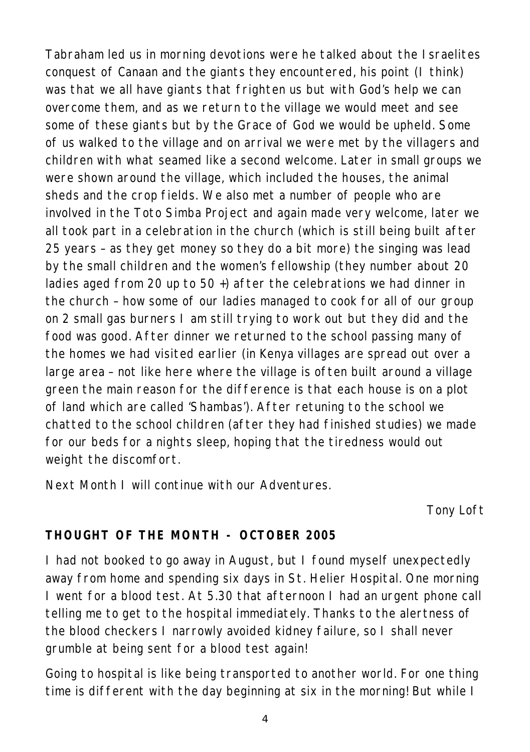Tabraham led us in morning devotions were he talked about the Israelites conquest of Canaan and the giants they encountered, his point (I think) was that we all have giants that frighten us but with God's help we can overcome them, and as we return to the village we would meet and see some of these giants but by the Grace of God we would be upheld. Some of us walked to the village and on arrival we were met by the villagers and children with what seamed like a second welcome. Later in small groups we were shown around the village, which included the houses, the animal sheds and the crop fields. We also met a number of people who are involved in the Toto Simba Project and again made very welcome, later we all took part in a celebration in the church (which is still being built after 25 years – as they get money so they do a bit more) the singing was lead by the small children and the women's fellowship (they number about 20 ladies aged from 20 up to 50 +) after the celebrations we had dinner in the church – how some of our ladies managed to cook for all of our group on 2 small gas burners I am still trying to work out but they did and the food was good. After dinner we returned to the school passing many of the homes we had visited earlier (in Kenya villages are spread out over a large area – not like here where the village is often built around a village green the main reason for the difference is that each house is on a plot of land which are called 'Shambas'). After retuning to the school we chatted to the school children (after they had finished studies) we made for our beds for a nights sleep, hoping that the tiredness would out weight the discomfort.

Next Month I will continue with our Adventures.

Tony Loft

**THOUGHT OF THE MONTH - OCTOBER 2005**

I had not booked to go away in August, but I found myself unexpectedly away from home and spending six days in St. Helier Hospital. One morning I went for a blood test. At 5.30 that afternoon I had an urgent phone call telling me to get to the hospital immediately. Thanks to the alertness of the blood checkers I narrowly avoided kidney failure, so I shall never grumble at being sent for a blood test again!

Going to hospital is like being transported to another world. For one thing time is different with the day beginning at six in the morning! But while I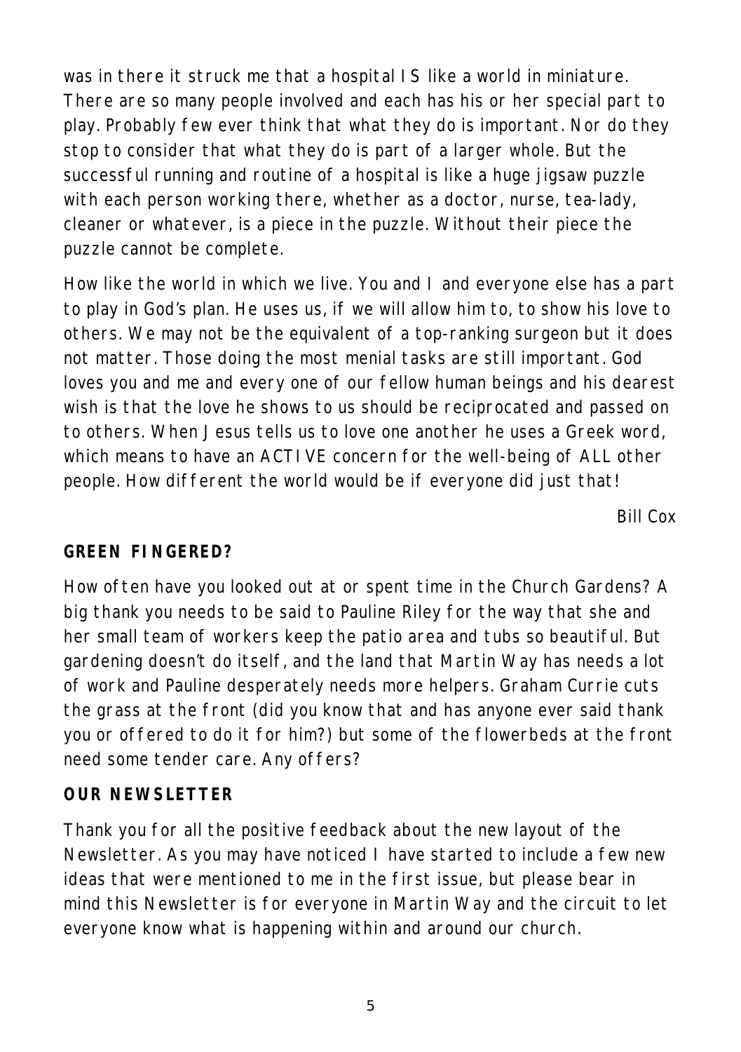was in there it struck me that a hospital IS like a world in miniature. There are so many people involved and each has his or her special part to play. Probably few ever think that what they do is important. Nor do they stop to consider that what they do is part of a larger whole. But the successful running and routine of a hospital is like a huge jigsaw puzzle with each person working there, whether as a doctor, nurse, tea-lady, cleaner or whatever, is a piece in the puzzle. Without their piece the puzzle cannot be complete.

How like the world in which we live. You and I and everyone else has a part to play in God's plan. He uses us, if we will allow him to, to show his love to others. We may not be the equivalent of a top-ranking surgeon but it does not matter. Those doing the most menial tasks are still important. God loves you and me and every one of our fellow human beings and his dearest wish is that the love he shows to us should be reciprocated and passed on to others. When Jesus tells us to love one another he uses a Greek word, which means to have an ACTIVE concern for the well-being of ALL other people. How different the world would be if everyone did just that!

*Bill Cox*

**GREEN FINGERED?**

How often have you looked out at or spent time in the Church Gardens? A big thank you needs to be said to Pauline Riley for the way that she and her small team of workers keep the patio area and tubs so beautiful. But gardening doesn't do itself, and the land that Martin Way has needs a lot of work and Pauline desperately needs more helpers. Graham Currie cuts the grass at the front (did you know that and has anyone ever said thank you or offered to do it for him?) but some of the flowerbeds at the front need some tender care. Any offers?

**OUR NEWSLETTER**

Thank you for all the positive feedback about the new layout of the Newsletter. As you may have noticed I have started to include a few new ideas that were mentioned to me in the first issue, but please bear in mind this Newsletter is for everyone in Martin Way and the circuit to let everyone know what is happening within and around our church.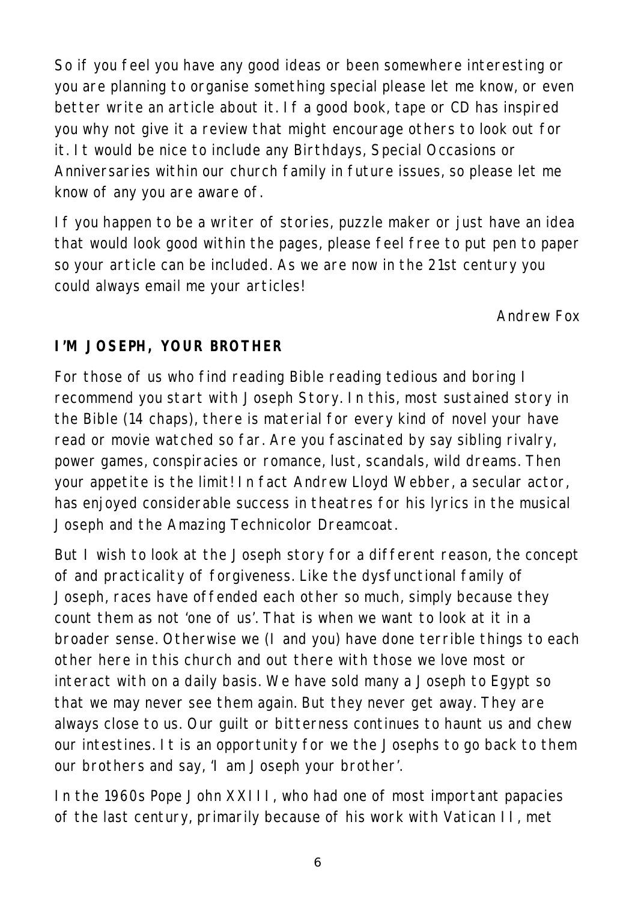So if you feel you have any good ideas or been somewhere interesting or you are planning to organise something special please let me know, or even better write an article about it. If a good book, tape or CD has inspired you why not give it a review that might encourage others to look out for it. It would be nice to include any Birthdays, Special Occasions or Anniversaries within our church family in future issues, so please let me know of any you are aware of.

If you happen to be a writer of stories, puzzle maker or just have an idea that would look good within the pages, please feel free to put pen to paper so your article can be included. As we are now in the 21st century you could always email me your articles!

Andrew Fox

**I'M JOSEPH, YOUR BROTHER**

For those of us who find reading Bible reading tedious and boring I recommend you start with Joseph Story. In this, most sustained story in the Bible (14 chaps), there is material for every kind of novel your have read or movie watched so far. Are you fascinated by say sibling rivalry, power games, conspiracies or romance, lust, scandals, wild dreams. Then your appetite is the limit! In fact Andrew Lloyd Webber, a secular actor, has enjoyed considerable success in theatres for his lyrics in the musical Joseph and the Amazing Technicolor Dreamcoat.

But I wish to look at the Joseph story for a different reason, the concept of and practicality of forgiveness. Like the dysfunctional family of Joseph, races have offended each other so much, simply because they count them as not 'one of us'. That is when we want to look at it in a broader sense. Otherwise we (I and you) have done terrible things to each other here in this church and out there with those we love most or interact with on a daily basis. We have sold many a Joseph to Egypt so that we may never see them again. But they never get away. They are always close to us. Our guilt or bitterness continues to haunt us and chew our intestines. It is an opportunity for we the Josephs to go back to them our brothers and say, 'I am Joseph your brother'.

In the 1960s Pope John XXIII, who had one of most important papacies of the last century, primarily because of his work with Vatican II, met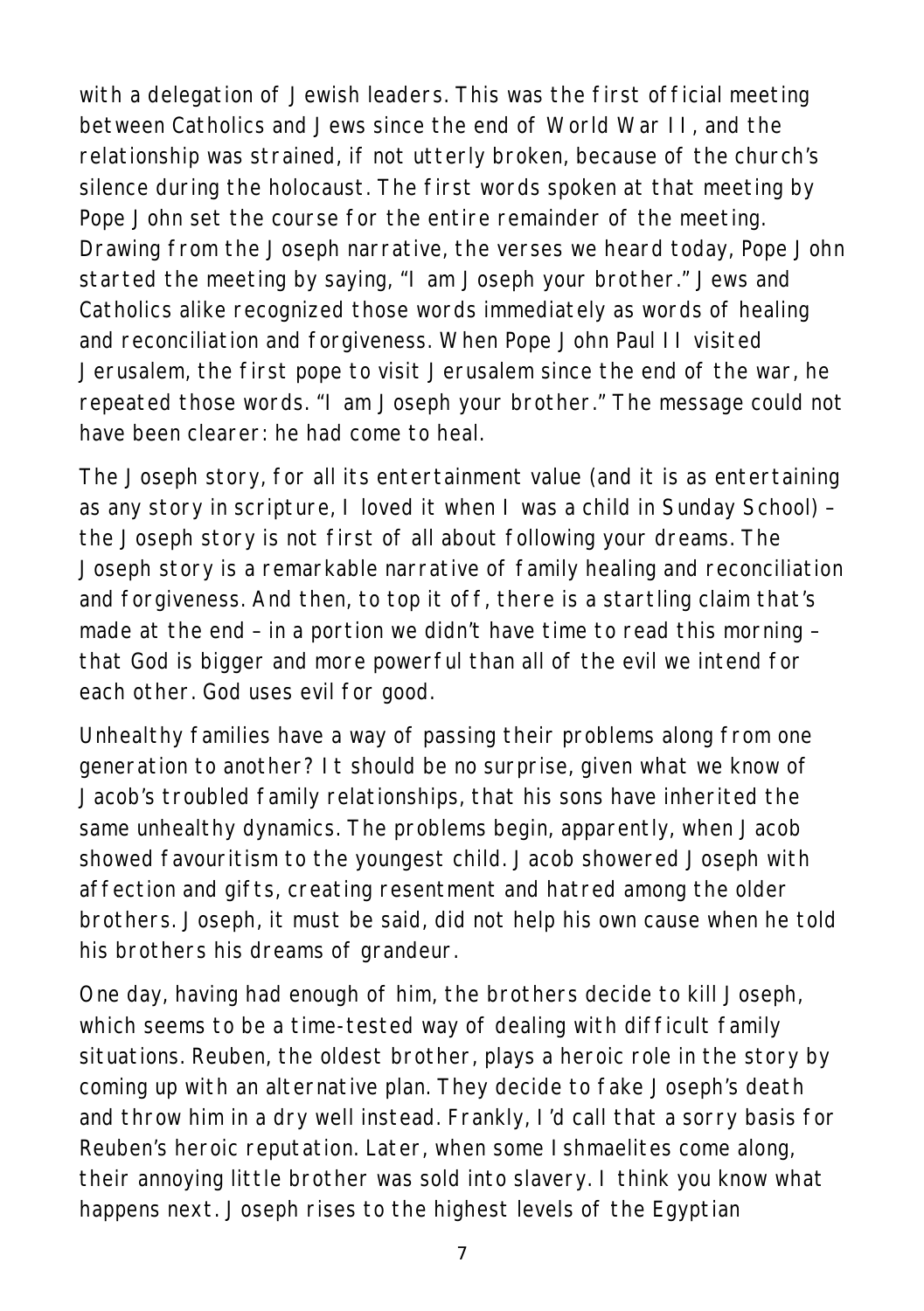with a delegation of Jewish leaders. This was the first official meeting between Catholics and Jews since the end of World War II, and the relationship was strained, if not utterly broken, because of the church's silence during the holocaust. The first words spoken at that meeting by Pope John set the course for the entire remainder of the meeting. Drawing from the Joseph narrative, the verses we heard today, Pope John started the meeting by saying, "I am Joseph your brother." Jews and Catholics alike recognized those words immediately as words of healing and reconciliation and forgiveness. When Pope John Paul II visited Jerusalem, the first pope to visit Jerusalem since the end of the war, he repeated those words. "I am Joseph your brother." The message could not have been clearer: he had come to heal.

The Joseph story, for all its entertainment value (and it is as entertaining as any story in scripture, I loved it when I was a child in Sunday School) – the Joseph story is not first of all about following your dreams. The Joseph story is a remarkable narrative of family healing and reconciliation and forgiveness. And then, to top it off, there is a startling claim that's made at the end – in a portion we didn't have time to read this morning – that God is bigger and more powerful than all of the evil we intend for each other. God uses evil for good.

Unhealthy families have a way of passing their problems along from one generation to another? It should be no surprise, given what we know of Jacob's troubled family relationships, that his sons have inherited the same unhealthy dynamics. The problems begin, apparently, when Jacob showed favouritism to the youngest child. Jacob showered Joseph with affection and gifts, creating resentment and hatred among the older brothers. Joseph, it must be said, did not help his own cause when he told his brothers his dreams of grandeur.

One day, having had enough of him, the brothers decide to kill Joseph, which seems to be a time-tested way of dealing with difficult family situations. Reuben, the oldest brother, plays a heroic role in the story by coming up with an alternative plan. They decide to fake Joseph's death and throw him in a dry well instead. Frankly, I'd call that a sorry basis for Reuben's heroic reputation. Later, when some Ishmaelites come along, their annoying little brother was sold into slavery. I think you know what happens next. Joseph rises to the highest levels of the Egyptian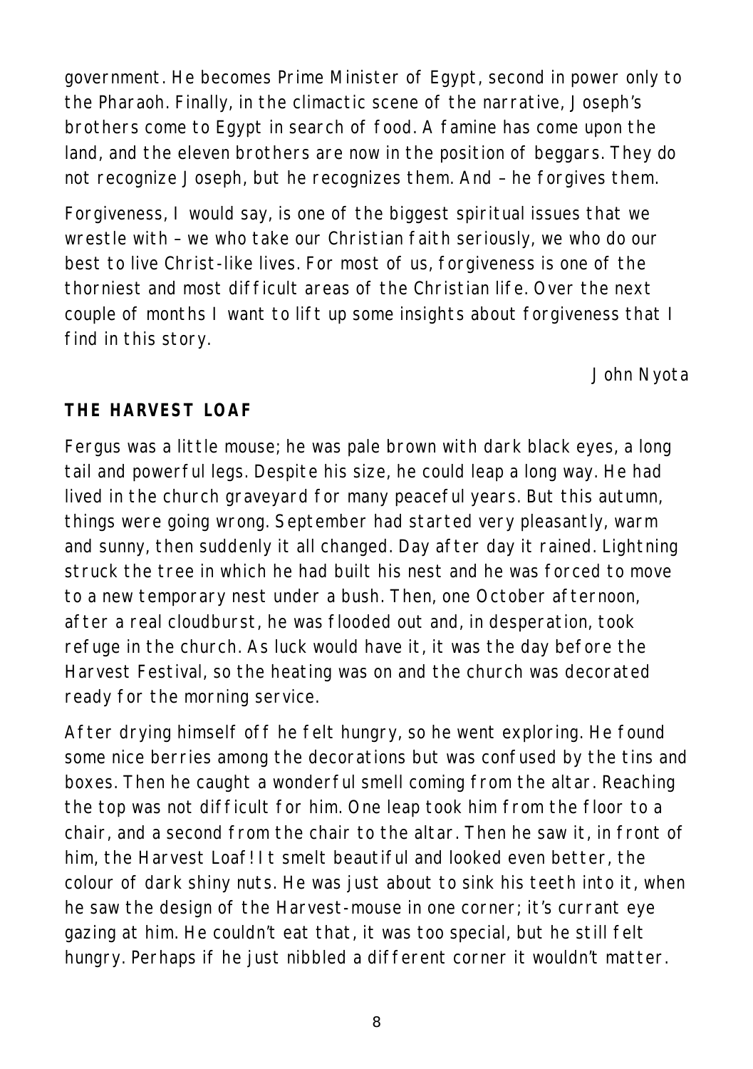government. He becomes Prime Minister of Egypt, second in power only to the Pharaoh. Finally, in the climactic scene of the narrative, Joseph's brothers come to Egypt in search of food. A famine has come upon the land, and the eleven brothers are now in the position of beggars. They do not recognize Joseph, but he recognizes them. And – he forgives them.

Forgiveness, I would say, is one of the biggest spiritual issues that we wrestle with – we who take our Christian faith seriously, we who do our best to live Christ-like lives. For most of us, forgiveness is one of the thorniest and most difficult areas of the Christian life. Over the next couple of months I want to lift up some insights about forgiveness that I find in this story.

*John Nyota*

**THE HARVEST LOAF**

Fergus was a little mouse; he was pale brown with dark black eyes, a long tail and powerful legs. Despite his size, he could leap a long way. He had lived in the church graveyard for many peaceful years. But this autumn, things were going wrong. September had started very pleasantly, warm and sunny, then suddenly it all changed. Day after day it rained. Lightning struck the tree in which he had built his nest and he was forced to move to a new temporary nest under a bush. Then, one October afternoon, after a real cloudburst, he was flooded out and, in desperation, took refuge in the church. As luck would have it, it was the day before the Harvest Festival, so the heating was on and the church was decorated ready for the morning service.

After drying himself off he felt hungry, so he went exploring. He found some nice berries among the decorations but was confused by the tins and boxes. Then he caught a wonderful smell coming from the altar. Reaching the top was not difficult for him. One leap took him from the floor to a chair, and a second from the chair to the altar. Then he saw it, in front of him, the Harvest Loaf! It smelt beautiful and looked even better, the colour of dark shiny nuts. He was just about to sink his teeth into it, when he saw the design of the Harvest-mouse in one corner; it's currant eye gazing at him. He couldn't eat that, it was too special, but he still felt hungry. Perhaps if he just nibbled a different corner it wouldn't matter.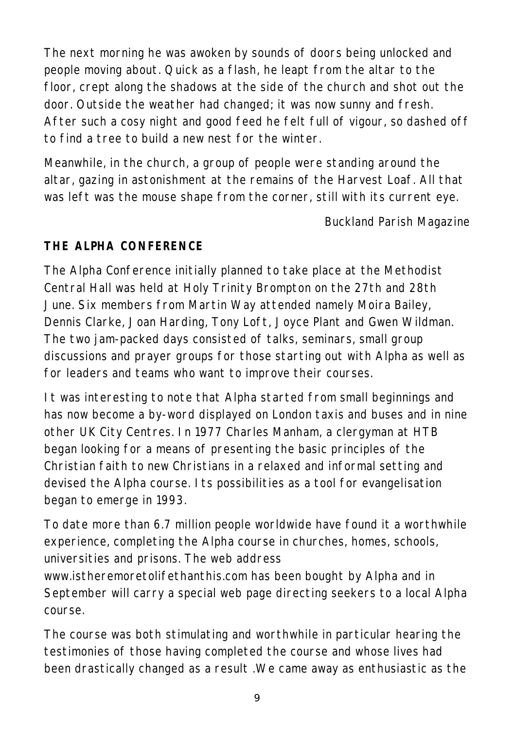The next morning he was awoken by sounds of doors being unlocked and people moving about. Quick as a flash, he leapt from the altar to the floor, crept along the shadows at the side of the church and shot out the door. Outside the weather had changed; it was now sunny and fresh. After such a cosy night and good feed he felt full of vigour, so dashed off to find a tree to build a new nest for the winter.

Meanwhile, in the church, a group of people were standing around the altar, gazing in astonishment at the remains of the Harvest Loaf. All that was left was the mouse shape from the corner, still with its current eye.

*Buckland Parish Magazine*

**THE ALPHA CONFERENCE**

The Alpha Conference initially planned to take place at the Methodist Central Hall was held at Holy Trinity Brompton on the 27th and 28th June. Six members from Martin Way attended namely Moira Bailey, Dennis Clarke, Joan Harding, Tony Loft, Joyce Plant and Gwen Wildman. The two jam-packed days consisted of talks, seminars, small group discussions and prayer groups for those starting out with Alpha as well as for leaders and teams who want to improve their courses.

It was interesting to note that Alpha started from small beginnings and has now become a by-word displayed on London taxis and buses and in nine other UK City Centres. In 1977 Charles Manham, a clergyman at HTB began looking for a means of presenting the basic principles of the Christian faith to new Christians in a relaxed and informal setting and devised the Alpha course. Its possibilities as a tool for evangelisation began to emerge in 1993.

To date more than 6.7 million people worldwide have found it a worthwhile experience, completing the Alpha course in churches, homes, schools, universities and prisons. The web address www.istheremoretolifethanthis.com has been bought by Alpha and in September will carry a special web page directing seekers to a local Alpha course.

The course was both stimulating and worthwhile in particular hearing the testimonies of those having completed the course and whose lives had been drastically changed as a result .We came away as enthusiastic as the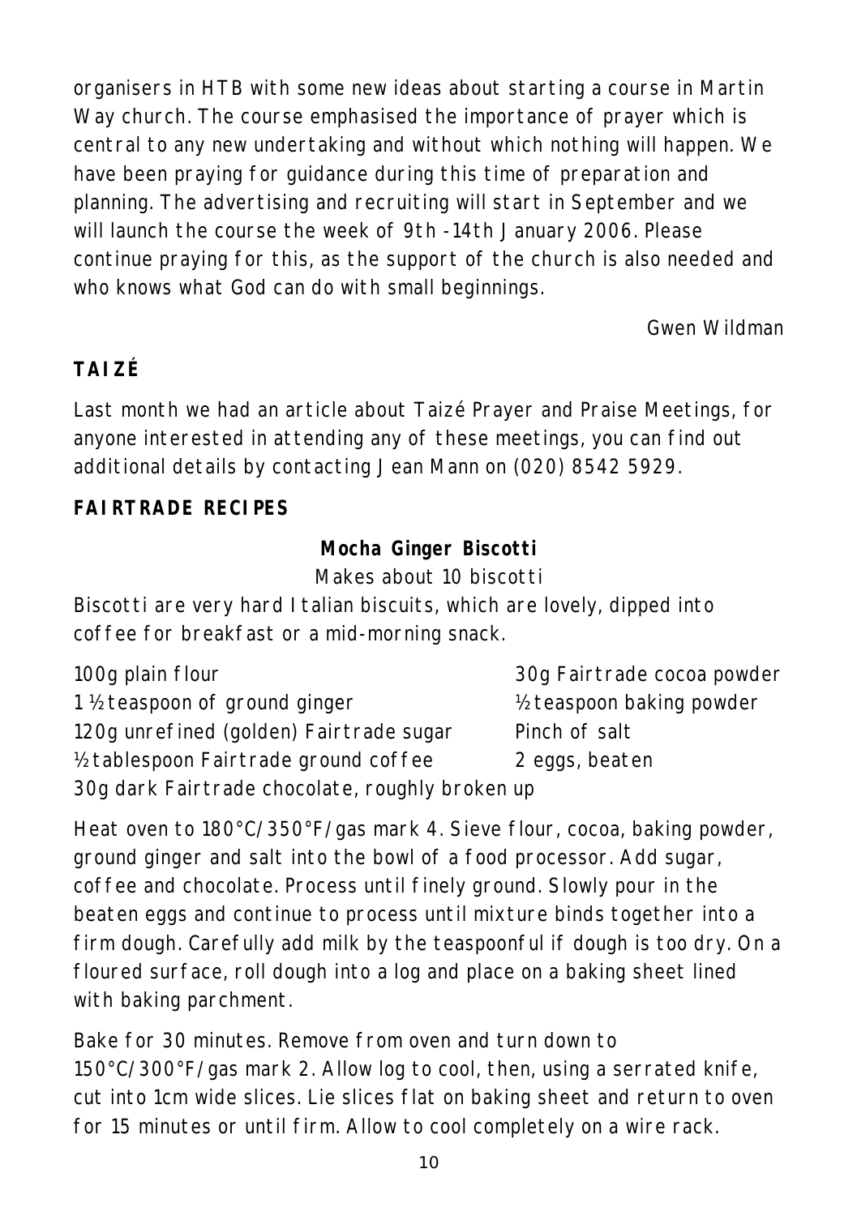organisers in HTB with some new ideas about starting a course in Martin Way church. The course emphasised the importance of prayer which is central to any new undertaking and without which nothing will happen. We have been praying for guidance during this time of preparation and planning. The advertising and recruiting will start in September and we will launch the course the week of 9th -14th January 2006. Please continue praying for this, as the support of the church is also needed and who knows what God can do with small beginnings.

*Gwen Wildman*

## TAIZÉ

Last month we had an article about Taizé Prayer and Praise Meetings, for anyone interested in attending any of these meetings, you can find out additional details by contacting Jean Mann on (020) 8542 5929.

## FAIRTRADE RECIPES

### Mocha Ginger Biscotti

Makes about 10 biscotti

Biscotti are very hard Italian biscuits, which are lovely, dipped into coffee for breakfast or a mid-morning snack.

- 100g plain flour
- 1 ½ teaspoon of ground ginger
- 120g unrefined (golden) Fairtrade sugar
- ½ tablespoon Fairtrade ground coffee
- 30g dark Fairtrade chocolate, roughly broken up
- 30g Fairtrade cocoa powder
- ½ teaspoon baking powder
- Pinch of salt
- 2 eggs, beaten

Heat oven to 180°C/350°F/gas mark 4. Sieve flour, cocoa, baking powder, ground ginger and salt into the bowl of a food processor. Add sugar, coffee and chocolate. Process until finely ground. Slowly pour in the beaten eggs and continue to process until mixture binds together into a firm dough. Carefully add milk by the teaspoonful if dough is too dry. On a floured surface, roll dough into a log and place on a baking sheet lined with baking parchment.

Bake for 30 minutes. Remove from oven and turn down to 150°C/300°F/gas mark 2. Allow log to cool, then, using a serrated knife, cut into 1cm wide slices. Lie slices flat on baking sheet and return to oven for 15 minutes or until firm. Allow to cool completely on a wire rack.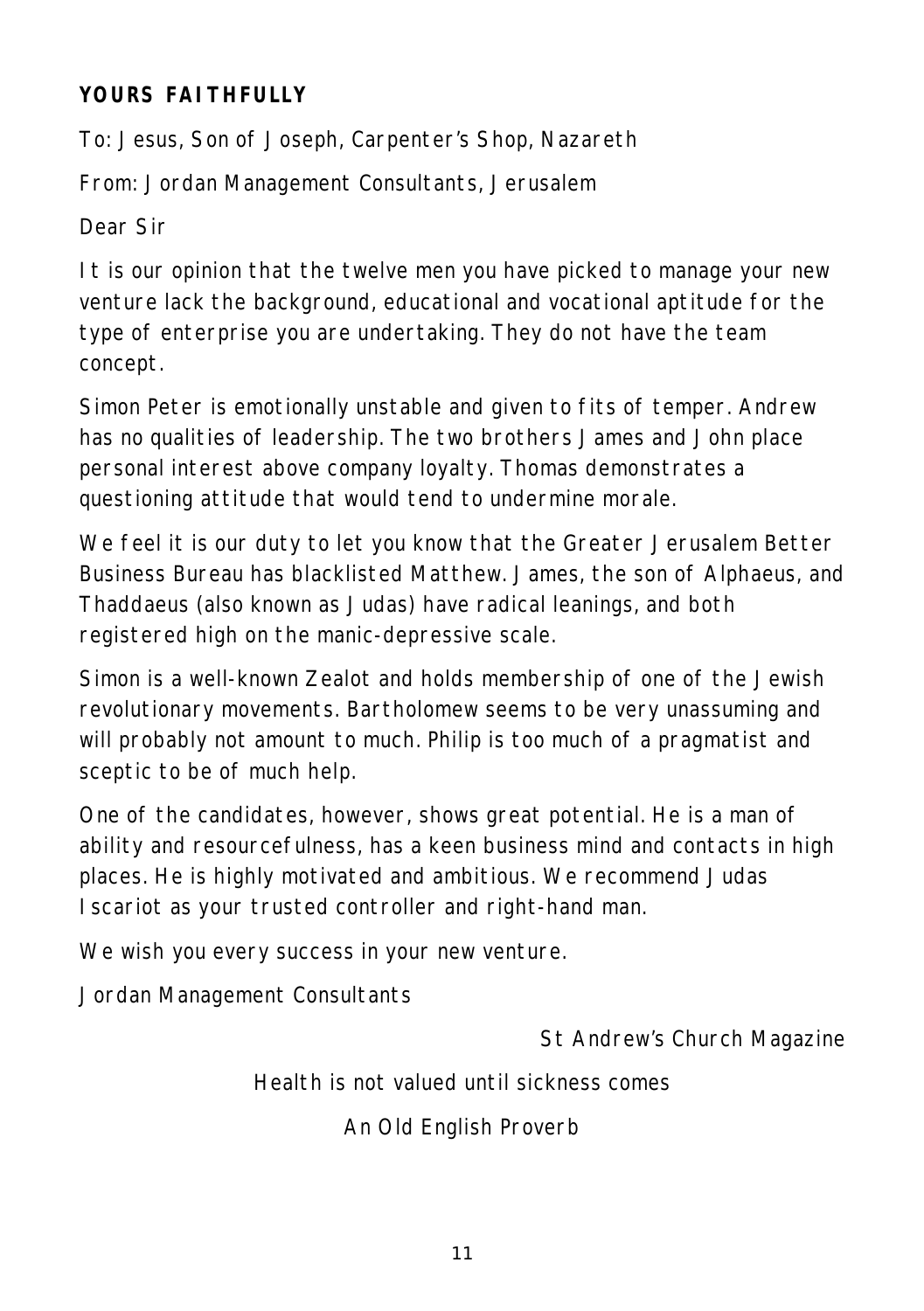**YOURS FAITHFULLY**

To: Jesus, Son of Joseph, Carpenter's Shop, Nazareth

From: Jordan Management Consultants, Jerusalem

Dear Sir

It is our opinion that the twelve men you have picked to manage your new venture lack the background, educational and vocational aptitude for the type of enterprise you are undertaking. They do not have the team concept.

Simon Peter is emotionally unstable and given to fits of temper. Andrew has no qualities of leadership. The two brothers James and John place personal interest above company loyalty. Thomas demonstrates a questioning attitude that would tend to undermine morale.

We feel it is our duty to let you know that the Greater Jerusalem Better Business Bureau has blacklisted Matthew. James, the son of Alphaeus, and Thaddaeus (also known as Judas) have radical leanings, and both registered high on the manic-depressive scale.

Simon is a well-known Zealot and holds membership of one of the Jewish revolutionary movements. Bartholomew seems to be very unassuming and will probably not amount to much. Philip is too much of a pragmatist and sceptic to be of much help.

One of the candidates, however, shows great potential. He is a man of ability and resourcefulness, has a keen business mind and contacts in high places. He is highly motivated and ambitious. We recommend Judas Iscariot as your trusted controller and right-hand man.

We wish you every success in your new venture.

Jordan Management Consultants

St Andrew's Church Magazine

Health is not valued until sickness comes

An Old English Proverb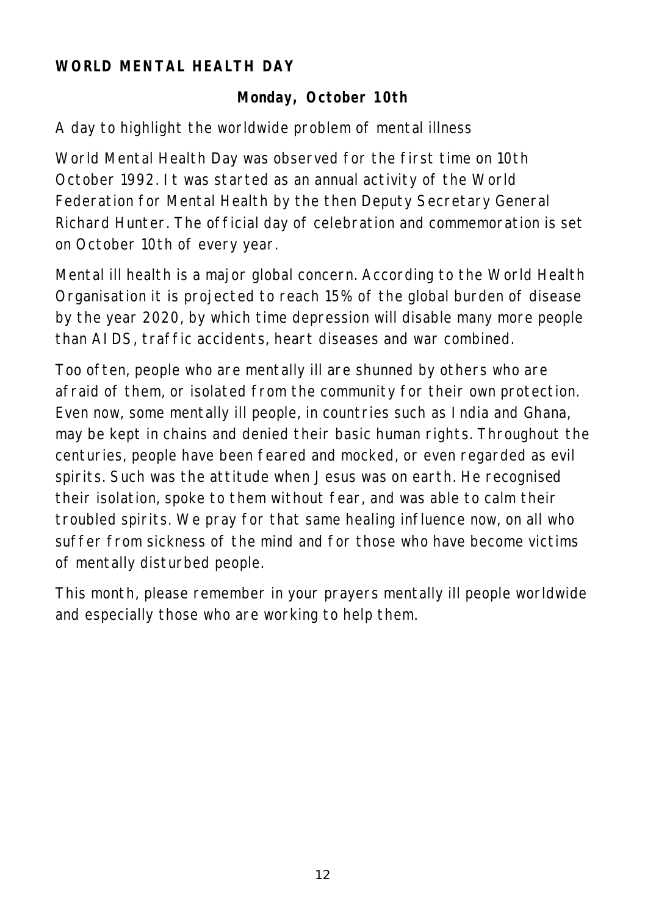## WORLD MENTAL HEALTH DAY

**Monday, October 10th**

A day to highlight the worldwide problem of mental illness

World Mental Health Day was observed for the first time on 10th October 1992. It was started as an annual activity of the World Federation for Mental Health by the then Deputy Secretary General Richard Hunter. The official day of celebration and commemoration is set on October 10th of every year.

Mental ill health is a major global concern. According to the World Health Organisation it is projected to reach 15% of the global burden of disease by the year 2020, by which time depression will disable many more people than AIDS, traffic accidents, heart diseases and war combined.

Too often, people who are mentally ill are shunned by others who are afraid of them, or isolated from the community for their own protection. Even now, some mentally ill people, in countries such as India and Ghana, may be kept in chains and denied their basic human rights. Throughout the centuries, people have been feared and mocked, or even regarded as evil spirits. Such was the attitude when Jesus was on earth. He recognised their isolation, spoke to them without fear, and was able to calm their troubled spirits. We pray for that same healing influence now, on all who suffer from sickness of the mind and for those who have become victims of mentally disturbed people.

This month, please remember in your prayers mentally ill people worldwide and especially those who are working to help them.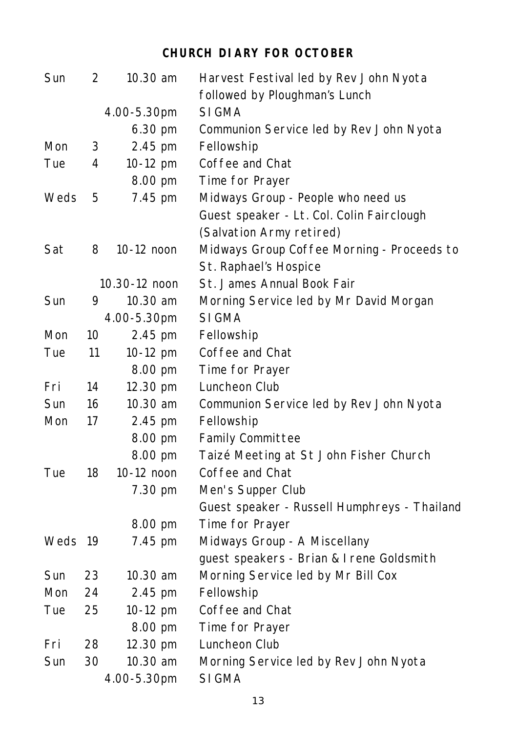**CHURCH DIARY FOR OCTOBER**

| | | | |
|---|---|---|---|
| Sun | 2 | 10.30 am | Harvest Festival led by Rev John Nyota followed by Ploughman's Lunch |
| | | 4.00-5.30pm | SIGMA |
| | | 6.30 pm | Communion Service led by Rev John Nyota |
| Mon | 3 | 2.45 pm | Fellowship |
| Tue | 4 | 10-12 pm | Coffee and Chat |
| | | 8.00 pm | Time for Prayer |
| Weds | 5 | 7.45 pm | Midways Group - People who need us Guest speaker - Lt. Col. Colin Fairclough (Salvation Army retired) |
| Sat | 8 | 10-12 noon | Midways Group Coffee Morning - Proceeds to St. Raphael's Hospice |
| | | 10.30-12 noon | St. James Annual Book Fair |
| Sun | 9 | 10.30 am | Morning Service led by Mr David Morgan |
| | | 4.00-5.30pm | SIGMA |
| Mon | 10 | 2.45 pm | Fellowship |
| Tue | 11 | 10-12 pm | Coffee and Chat |
| | | 8.00 pm | Time for Prayer |
| Fri | 14 | 12.30 pm | Luncheon Club |
| Sun | 16 | 10.30 am | Communion Service led by Rev John Nyota |
| Mon | 17 | 2.45 pm | Fellowship |
| | | 8.00 pm | Family Committee |
| | | 8.00 pm | Taizé Meeting at St John Fisher Church |
| Tue | 18 | 10-12 noon | Coffee and Chat |
| | | 7.30 pm | Men's Supper Club Guest speaker - Russell Humphreys - Thailand |
| | | 8.00 pm | Time for Prayer |
| Weds | 19 | 7.45 pm | Midways Group - A Miscellany guest speakers - Brian & Irene Goldsmith |
| Sun | 23 | 10.30 am | Morning Service led by Mr Bill Cox |
| Mon | 24 | 2.45 pm | Fellowship |
| Tue | 25 | 10-12 pm | Coffee and Chat |
| | | 8.00 pm | Time for Prayer |
| Fri | 28 | 12.30 pm | Luncheon Club |
| Sun | 30 | 10.30 am | Morning Service led by Rev John Nyota |
| | | 4.00-5.30pm | SIGMA |